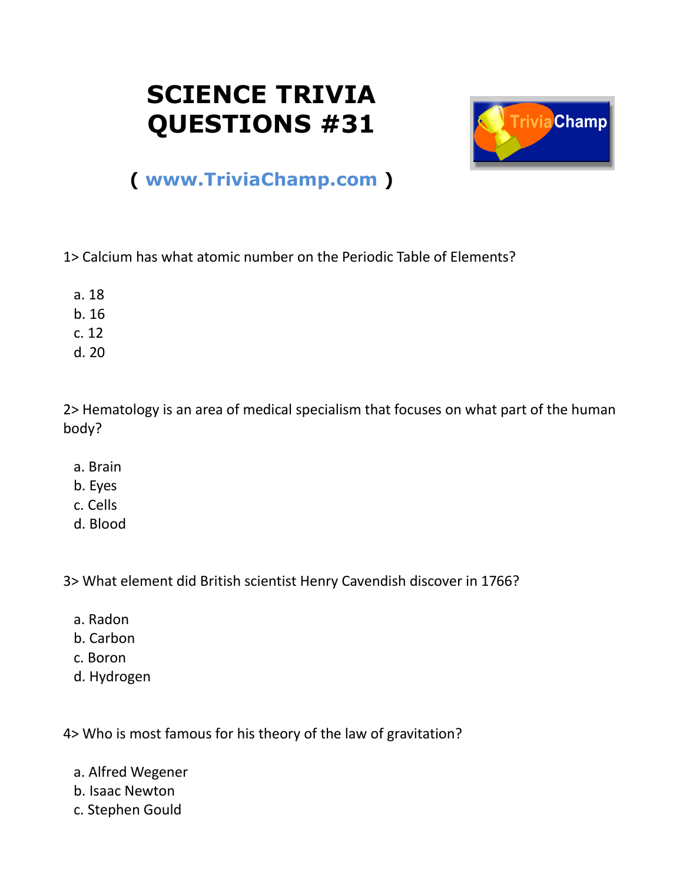# SCIENCE TRIVIA QUESTIONS #31

**( www.TriviaChamp.com )**

1> Calcium has what atomic number on the Periodic Table of Elements?

a. 18
b. 16
c. 12
d. 20

2> Hematology is an area of medical specialism that focuses on what part of the human body?

a. Brain
b. Eyes
c. Cells
d. Blood

3> What element did British scientist Henry Cavendish discover in 1766?

a. Radon
b. Carbon
c. Boron
d. Hydrogen

4> Who is most famous for his theory of the law of gravitation?

a. Alfred Wegener
b. Isaac Newton
c. Stephen Gould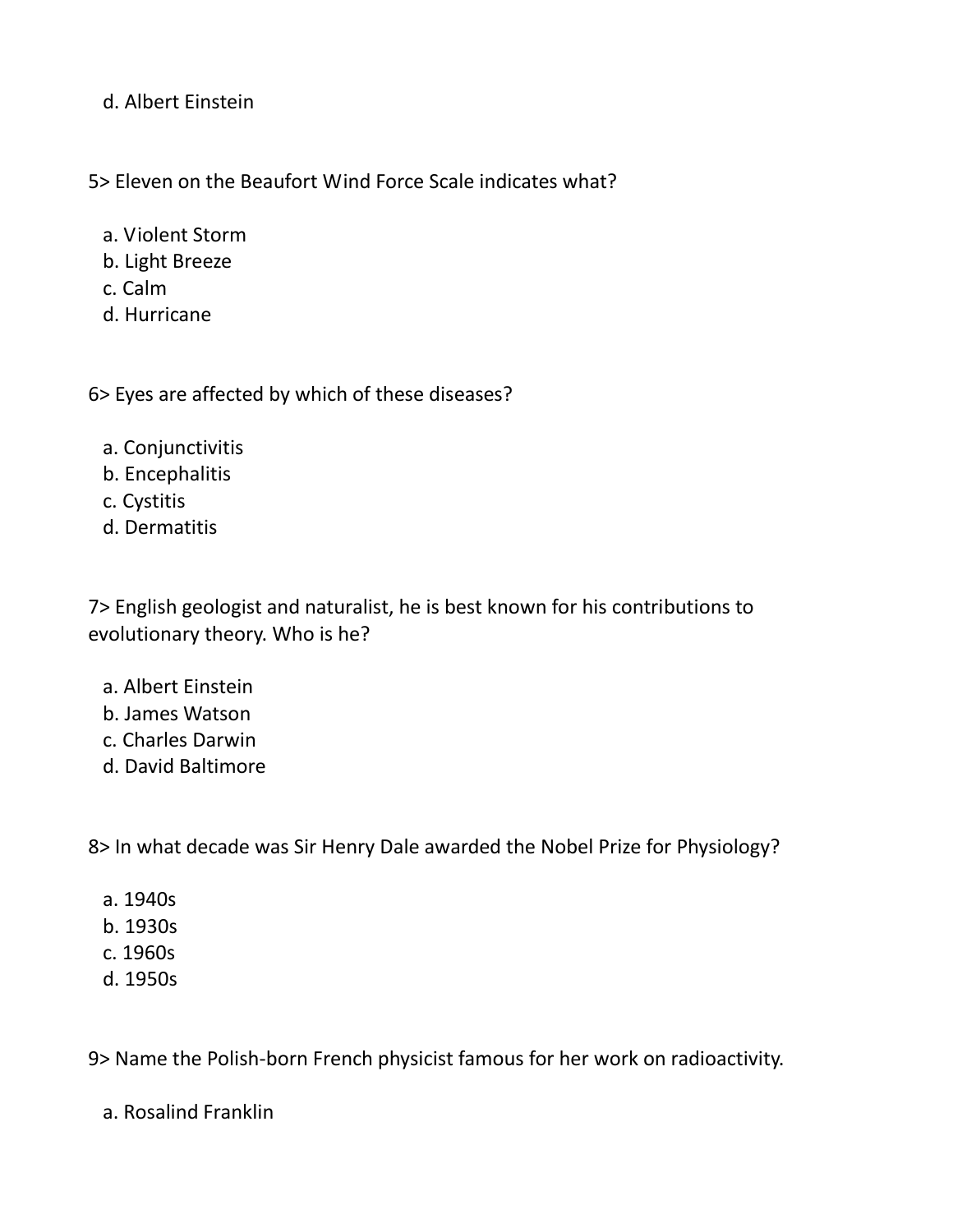d. Albert Einstein

5> Eleven on the Beaufort Wind Force Scale indicates what?

a. Violent Storm
b. Light Breeze
c. Calm
d. Hurricane

6> Eyes are affected by which of these diseases?

a. Conjunctivitis
b. Encephalitis
c. Cystitis
d. Dermatitis

7> English geologist and naturalist, he is best known for his contributions to evolutionary theory. Who is he?

a. Albert Einstein
b. James Watson
c. Charles Darwin
d. David Baltimore

8> In what decade was Sir Henry Dale awarded the Nobel Prize for Physiology?

a. 1940s
b. 1930s
c. 1960s
d. 1950s

9> Name the Polish-born French physicist famous for her work on radioactivity.

a. Rosalind Franklin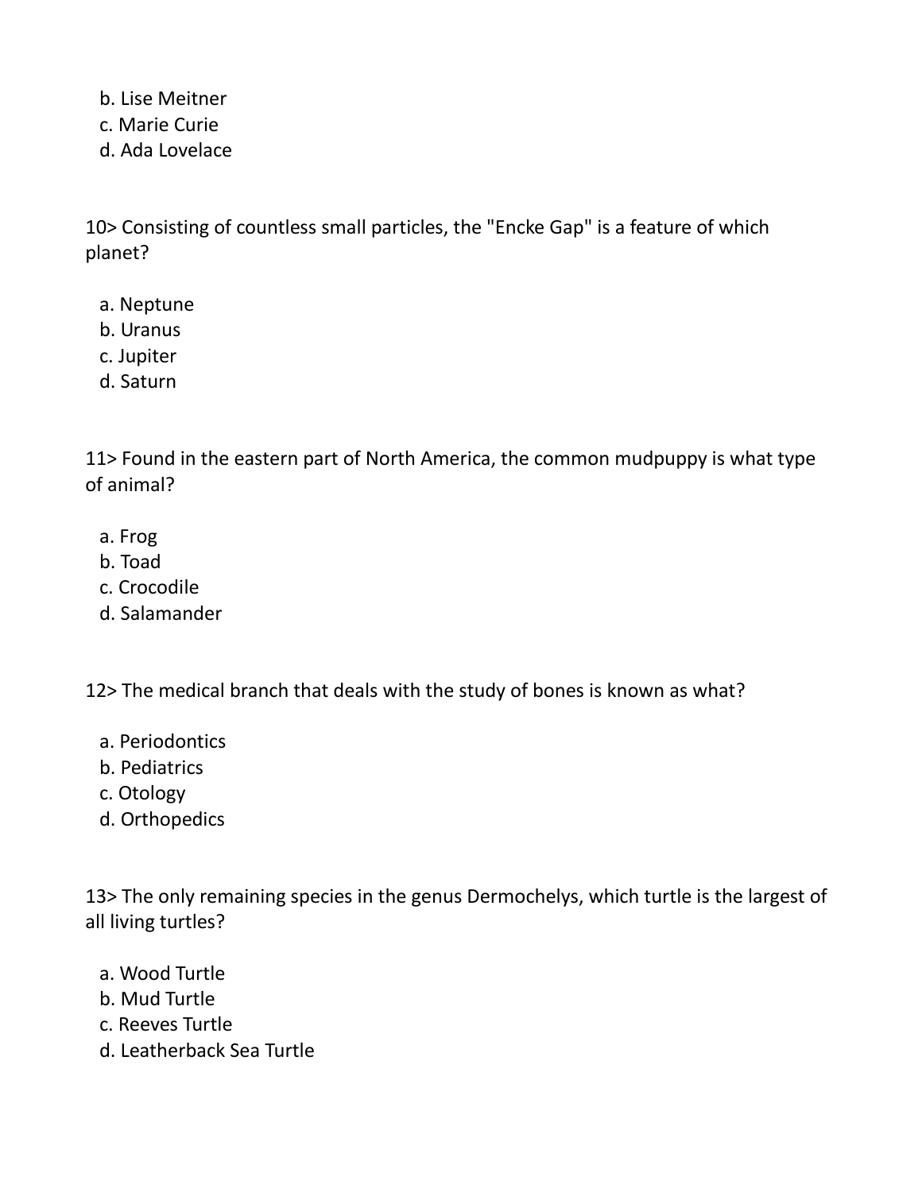b. Lise Meitner
c. Marie Curie
d. Ada Lovelace

10> Consisting of countless small particles, the "Encke Gap" is a feature of which planet?

a. Neptune
b. Uranus
c. Jupiter
d. Saturn

11> Found in the eastern part of North America, the common mudpuppy is what type of animal?

a. Frog
b. Toad
c. Crocodile
d. Salamander

12> The medical branch that deals with the study of bones is known as what?

a. Periodontics
b. Pediatrics
c. Otology
d. Orthopedics

13> The only remaining species in the genus Dermochelys, which turtle is the largest of all living turtles?

a. Wood Turtle
b. Mud Turtle
c. Reeves Turtle
d. Leatherback Sea Turtle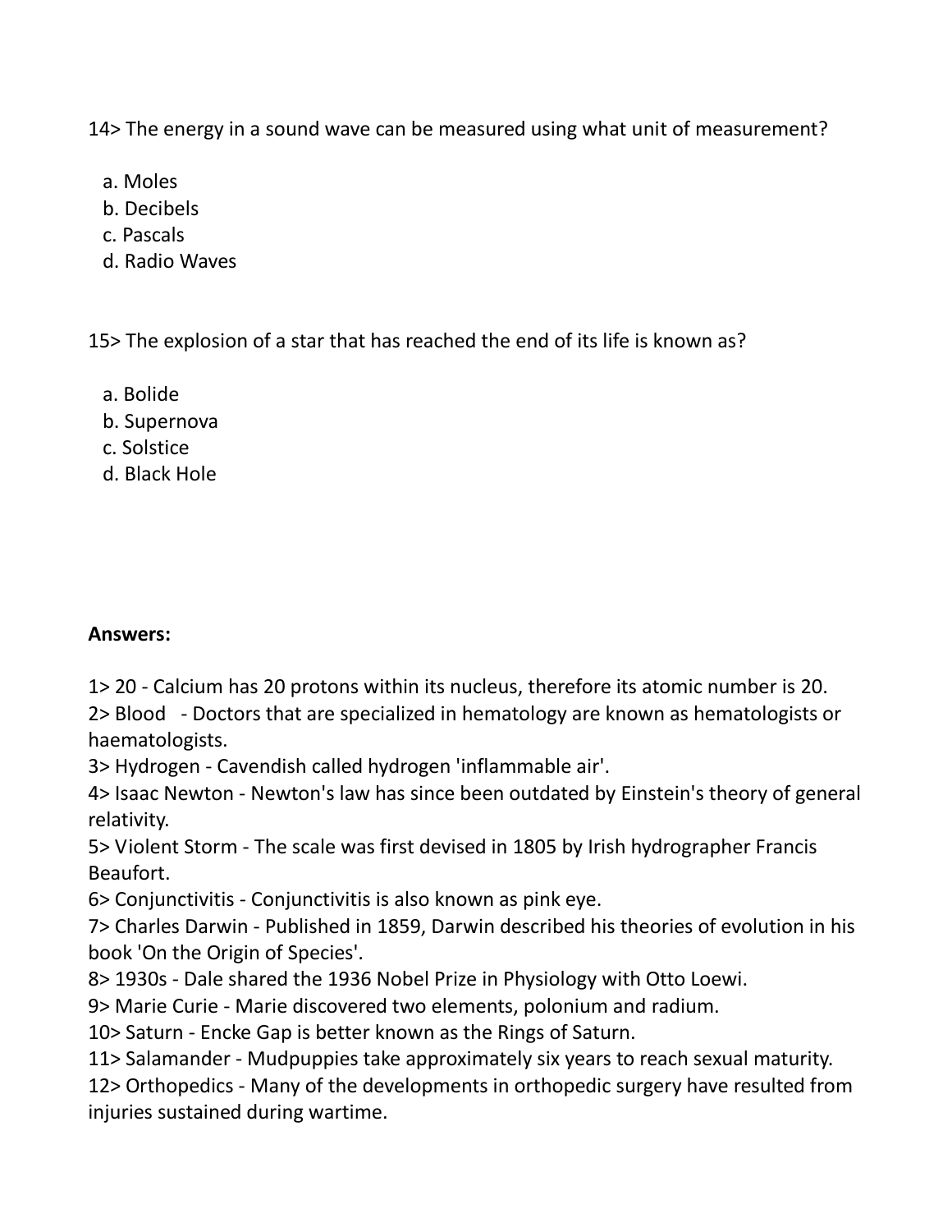14> The energy in a sound wave can be measured using what unit of measurement?

a. Moles
b. Decibels
c. Pascals
d. Radio Waves

15> The explosion of a star that has reached the end of its life is known as?

a. Bolide
b. Supernova
c. Solstice
d. Black Hole

**Answers:**

1> 20 - Calcium has 20 protons within its nucleus, therefore its atomic number is 20.
2> Blood - Doctors that are specialized in hematology are known as hematologists or haematologists.
3> Hydrogen - Cavendish called hydrogen 'inflammable air'.
4> Isaac Newton - Newton's law has since been outdated by Einstein's theory of general relativity.
5> Violent Storm - The scale was first devised in 1805 by Irish hydrographer Francis Beaufort.
6> Conjunctivitis - Conjunctivitis is also known as pink eye.
7> Charles Darwin - Published in 1859, Darwin described his theories of evolution in his book 'On the Origin of Species'.
8> 1930s - Dale shared the 1936 Nobel Prize in Physiology with Otto Loewi.
9> Marie Curie - Marie discovered two elements, polonium and radium.
10> Saturn - Encke Gap is better known as the Rings of Saturn.
11> Salamander - Mudpuppies take approximately six years to reach sexual maturity.
12> Orthopedics - Many of the developments in orthopedic surgery have resulted from injuries sustained during wartime.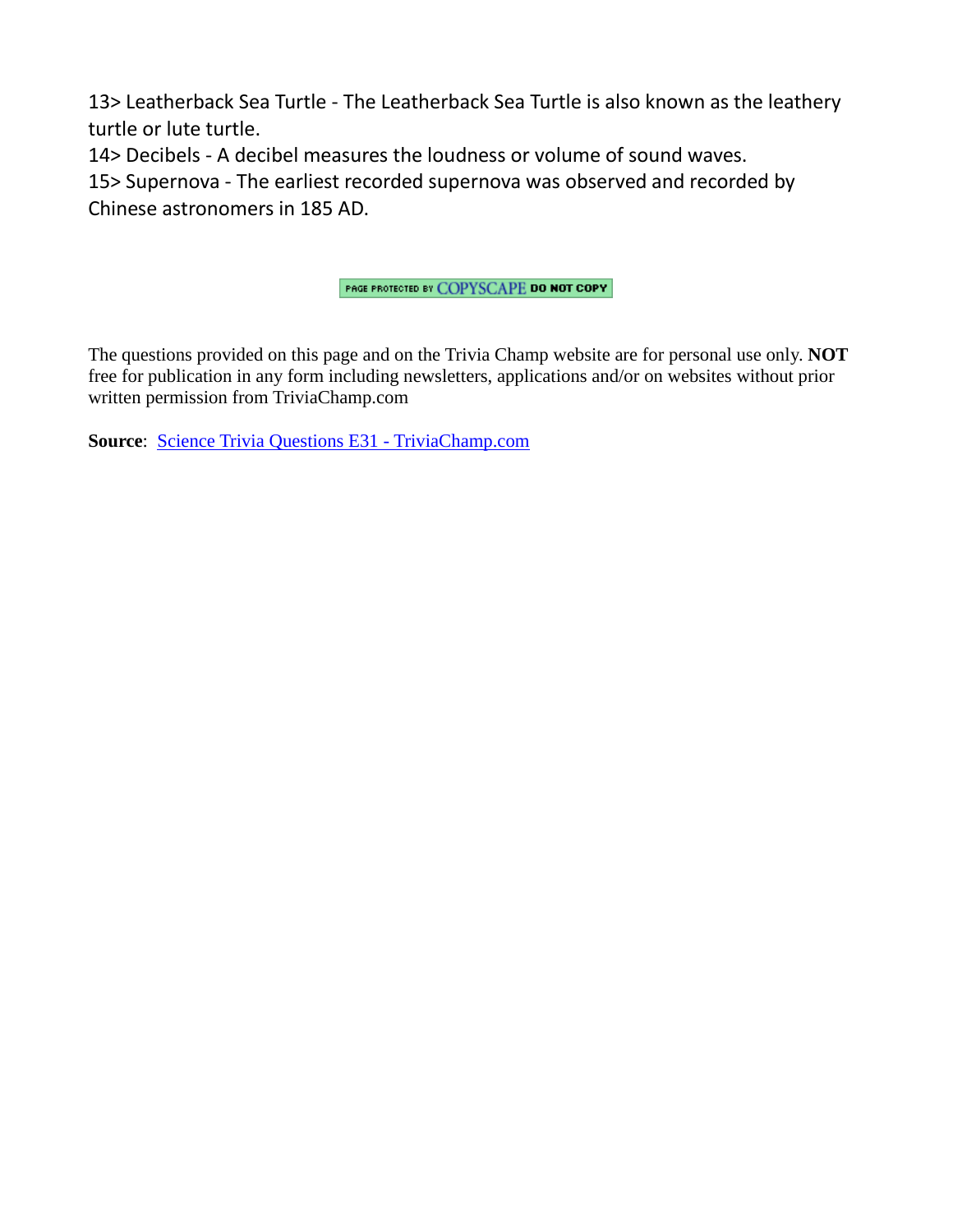13> Leatherback Sea Turtle - The Leatherback Sea Turtle is also known as the leathery turtle or lute turtle.
14> Decibels - A decibel measures the loudness or volume of sound waves.
15> Supernova - The earliest recorded supernova was observed and recorded by Chinese astronomers in 185 AD.

PAGE PROTECTED BY COPYSCAPE DO NOT COPY

The questions provided on this page and on the Trivia Champ website are for personal use only. **NOT** free for publication in any form including newsletters, applications and/or on websites without prior written permission from TriviaChamp.com

**Source**: Science Trivia Questions E31 - TriviaChamp.com